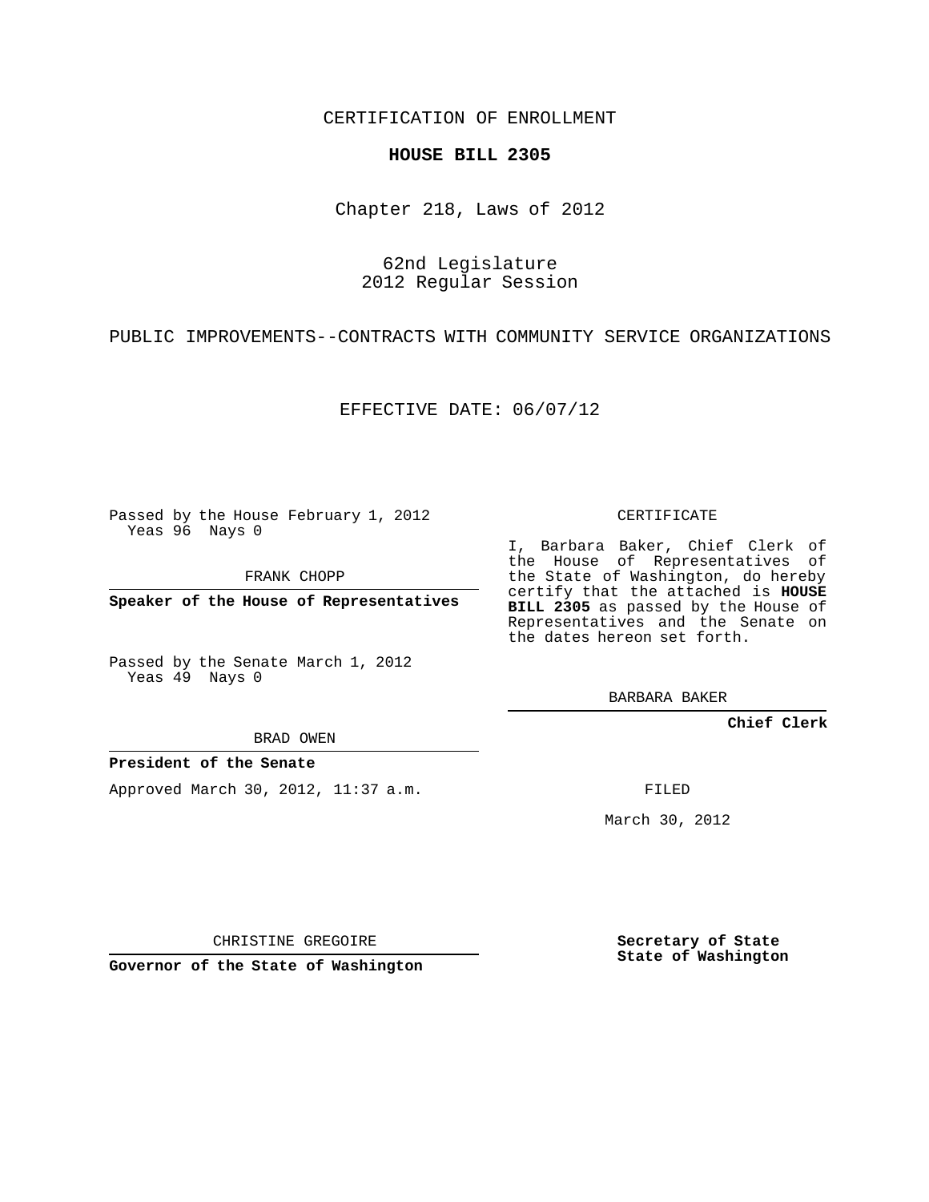CERTIFICATION OF ENROLLMENT

**HOUSE BILL 2305**

Chapter 218, Laws of 2012

62nd Legislature
2012 Regular Session

PUBLIC IMPROVEMENTS--CONTRACTS WITH COMMUNITY SERVICE ORGANIZATIONS

EFFECTIVE DATE: 06/07/12

Passed by the House February 1, 2012
Yeas 96 Nays 0

FRANK CHOPP

**Speaker of the House of Representatives**

Passed by the Senate March 1, 2012
Yeas 49 Nays 0

BRAD OWEN

**President of the Senate**

Approved March 30, 2012, 11:37 a.m.

CHRISTINE GREGOIRE

**Governor of the State of Washington**

CERTIFICATE

I, Barbara Baker, Chief Clerk of the House of Representatives of the State of Washington, do hereby certify that the attached is **HOUSE BILL 2305** as passed by the House of Representatives and the Senate on the dates hereon set forth.

BARBARA BAKER

**Chief Clerk**

FILED

March 30, 2012

**Secretary of State**
**State of Washington**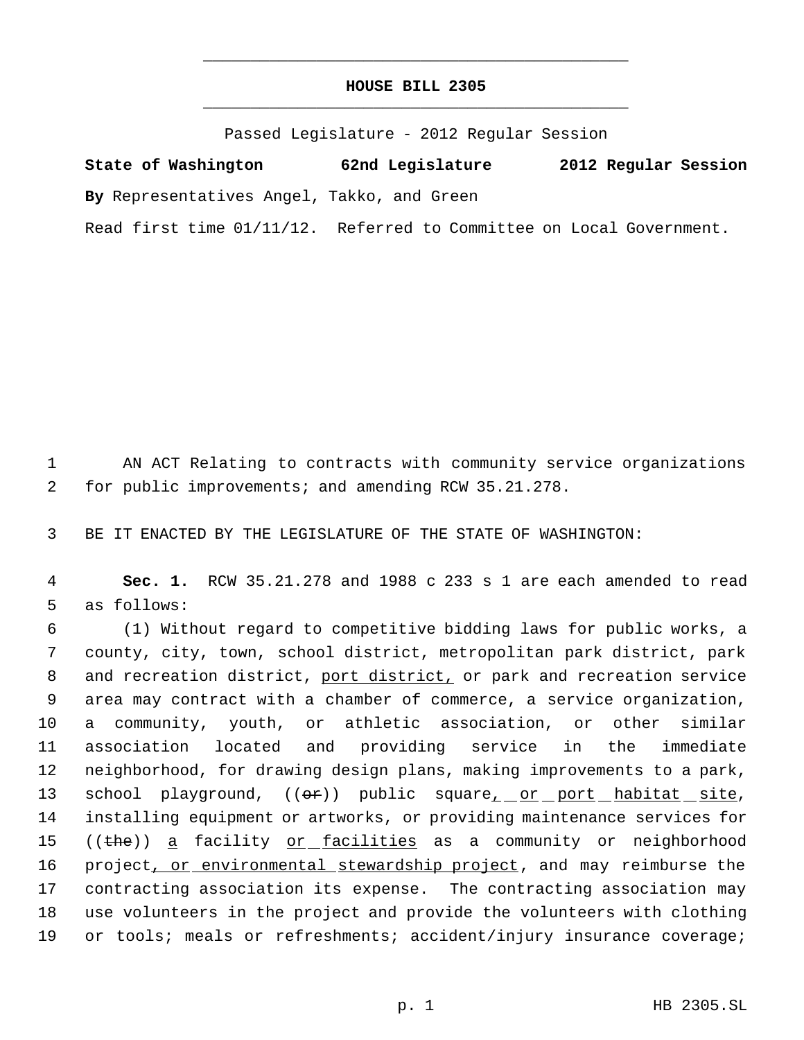# HOUSE BILL 2305

Passed Legislature - 2012 Regular Session

**State of Washington 62nd Legislature 2012 Regular Session**

**By** Representatives Angel, Takko, and Green

Read first time 01/11/12. Referred to Committee on Local Government.

1 AN ACT Relating to contracts with community service organizations
2 for public improvements; and amending RCW 35.21.278.

3 BE IT ENACTED BY THE LEGISLATURE OF THE STATE OF WASHINGTON:

4 **Sec. 1.** RCW 35.21.278 and 1988 c 233 s 1 are each amended to read
5 as follows:

6 (1) Without regard to competitive bidding laws for public works, a
7 county, city, town, school district, metropolitan park district, park
8 and recreation district, <u>port district,</u> or park and recreation service
9 area may contract with a chamber of commerce, a service organization,
10 a community, youth, or athletic association, or other similar
11 association located and providing service in the immediate
12 neighborhood, for drawing design plans, making improvements to a park,
13 school playground, ((~~or~~)) public square<u>, or port habitat site</u>,
14 installing equipment or artworks, or providing maintenance services for
15 ((~~the~~)) <u>a</u> facility <u>or facilities</u> as a community or neighborhood
16 project<u>, or environmental stewardship project</u>, and may reimburse the
17 contracting association its expense. The contracting association may
18 use volunteers in the project and provide the volunteers with clothing
19 or tools; meals or refreshments; accident/injury insurance coverage;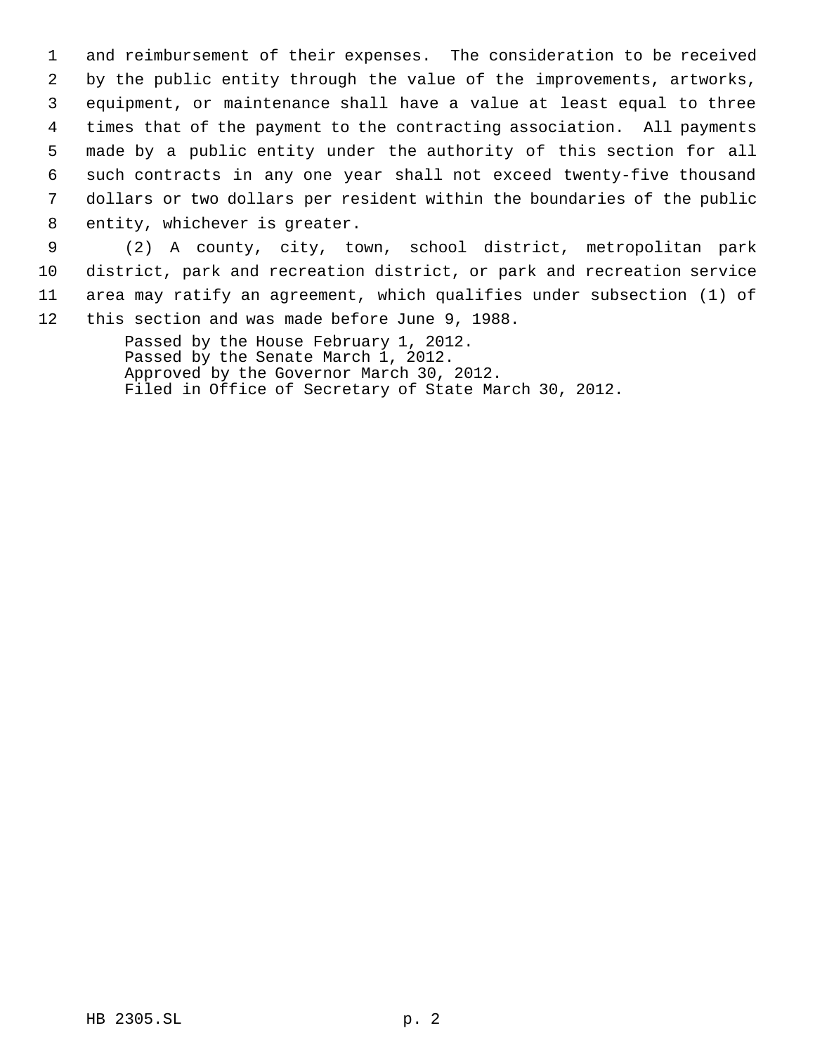and reimbursement of their expenses. The consideration to be received by the public entity through the value of the improvements, artworks, equipment, or maintenance shall have a value at least equal to three times that of the payment to the contracting association. All payments made by a public entity under the authority of this section for all such contracts in any one year shall not exceed twenty-five thousand dollars or two dollars per resident within the boundaries of the public entity, whichever is greater.

(2) A county, city, town, school district, metropolitan park district, park and recreation district, or park and recreation service area may ratify an agreement, which qualifies under subsection (1) of this section and was made before June 9, 1988.

Passed by the House February 1, 2012.
Passed by the Senate March 1, 2012.
Approved by the Governor March 30, 2012.
Filed in Office of Secretary of State March 30, 2012.